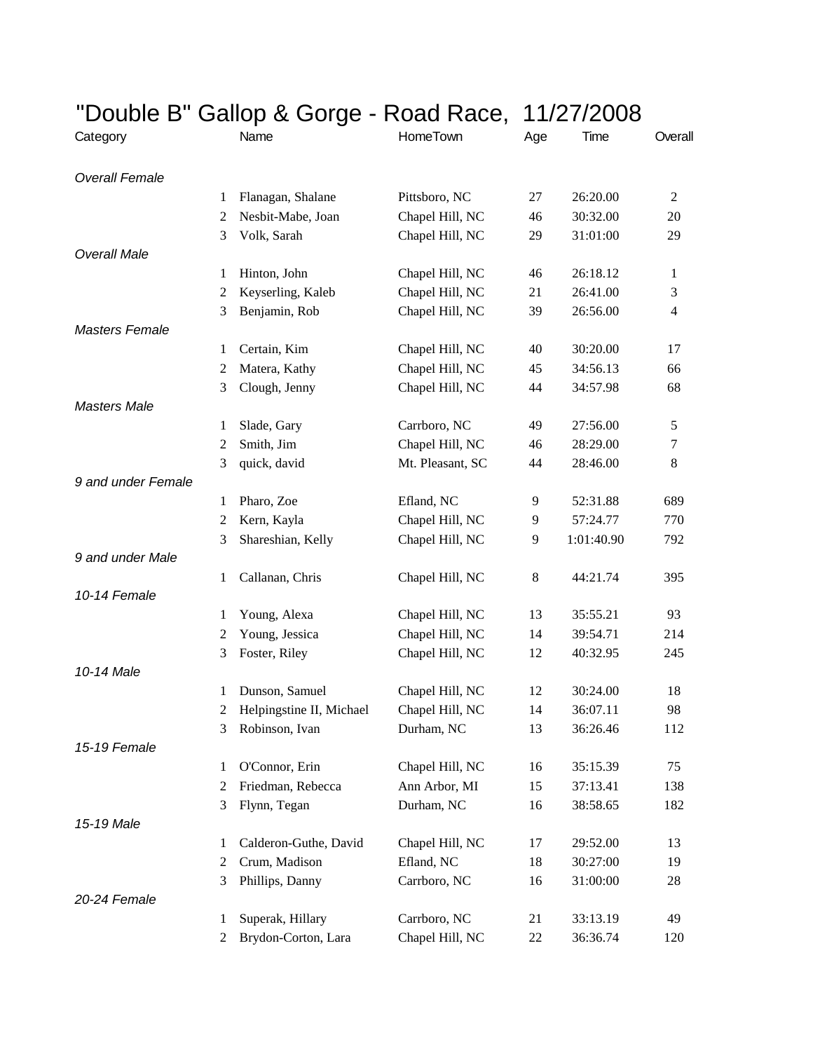# "Double B" Gallop & Gorge - Road Race, 11/27/2008

| Category | | Name | HomeTown | Age | Time | Overall |
|---|---|---|---|---|---|---|
| *Overall Female* | | | | | | |
| | 1 | Flanagan, Shalane | Pittsboro, NC | 27 | 26:20.00 | 2 |
| | 2 | Nesbit-Mabe, Joan | Chapel Hill, NC | 46 | 30:32.00 | 20 |
| | 3 | Volk, Sarah | Chapel Hill, NC | 29 | 31:01:00 | 29 |
| *Overall Male* | | | | | | |
| | 1 | Hinton, John | Chapel Hill, NC | 46 | 26:18.12 | 1 |
| | 2 | Keyserling, Kaleb | Chapel Hill, NC | 21 | 26:41.00 | 3 |
| | 3 | Benjamin, Rob | Chapel Hill, NC | 39 | 26:56.00 | 4 |
| *Masters Female* | | | | | | |
| | 1 | Certain, Kim | Chapel Hill, NC | 40 | 30:20.00 | 17 |
| | 2 | Matera, Kathy | Chapel Hill, NC | 45 | 34:56.13 | 66 |
| | 3 | Clough, Jenny | Chapel Hill, NC | 44 | 34:57.98 | 68 |
| *Masters Male* | | | | | | |
| | 1 | Slade, Gary | Carrboro, NC | 49 | 27:56.00 | 5 |
| | 2 | Smith, Jim | Chapel Hill, NC | 46 | 28:29.00 | 7 |
| | 3 | quick, david | Mt. Pleasant, SC | 44 | 28:46.00 | 8 |
| *9 and under Female* | | | | | | |
| | 1 | Pharo, Zoe | Efland, NC | 9 | 52:31.88 | 689 |
| | 2 | Kern, Kayla | Chapel Hill, NC | 9 | 57:24.77 | 770 |
| | 3 | Shareshian, Kelly | Chapel Hill, NC | 9 | 1:01:40.90 | 792 |
| *9 and under Male* | | | | | | |
| | 1 | Callanan, Chris | Chapel Hill, NC | 8 | 44:21.74 | 395 |
| *10-14 Female* | | | | | | |
| | 1 | Young, Alexa | Chapel Hill, NC | 13 | 35:55.21 | 93 |
| | 2 | Young, Jessica | Chapel Hill, NC | 14 | 39:54.71 | 214 |
| | 3 | Foster, Riley | Chapel Hill, NC | 12 | 40:32.95 | 245 |
| *10-14 Male* | | | | | | |
| | 1 | Dunson, Samuel | Chapel Hill, NC | 12 | 30:24.00 | 18 |
| | 2 | Helpingstine II, Michael | Chapel Hill, NC | 14 | 36:07.11 | 98 |
| | 3 | Robinson, Ivan | Durham, NC | 13 | 36:26.46 | 112 |
| *15-19 Female* | | | | | | |
| | 1 | O'Connor, Erin | Chapel Hill, NC | 16 | 35:15.39 | 75 |
| | 2 | Friedman, Rebecca | Ann Arbor, MI | 15 | 37:13.41 | 138 |
| | 3 | Flynn, Tegan | Durham, NC | 16 | 38:58.65 | 182 |
| *15-19 Male* | | | | | | |
| | 1 | Calderon-Guthe, David | Chapel Hill, NC | 17 | 29:52.00 | 13 |
| | 2 | Crum, Madison | Efland, NC | 18 | 30:27:00 | 19 |
| | 3 | Phillips, Danny | Carrboro, NC | 16 | 31:00:00 | 28 |
| *20-24 Female* | | | | | | |
| | 1 | Superak, Hillary | Carrboro, NC | 21 | 33:13.19 | 49 |
| | 2 | Brydon-Corton, Lara | Chapel Hill, NC | 22 | 36:36.74 | 120 |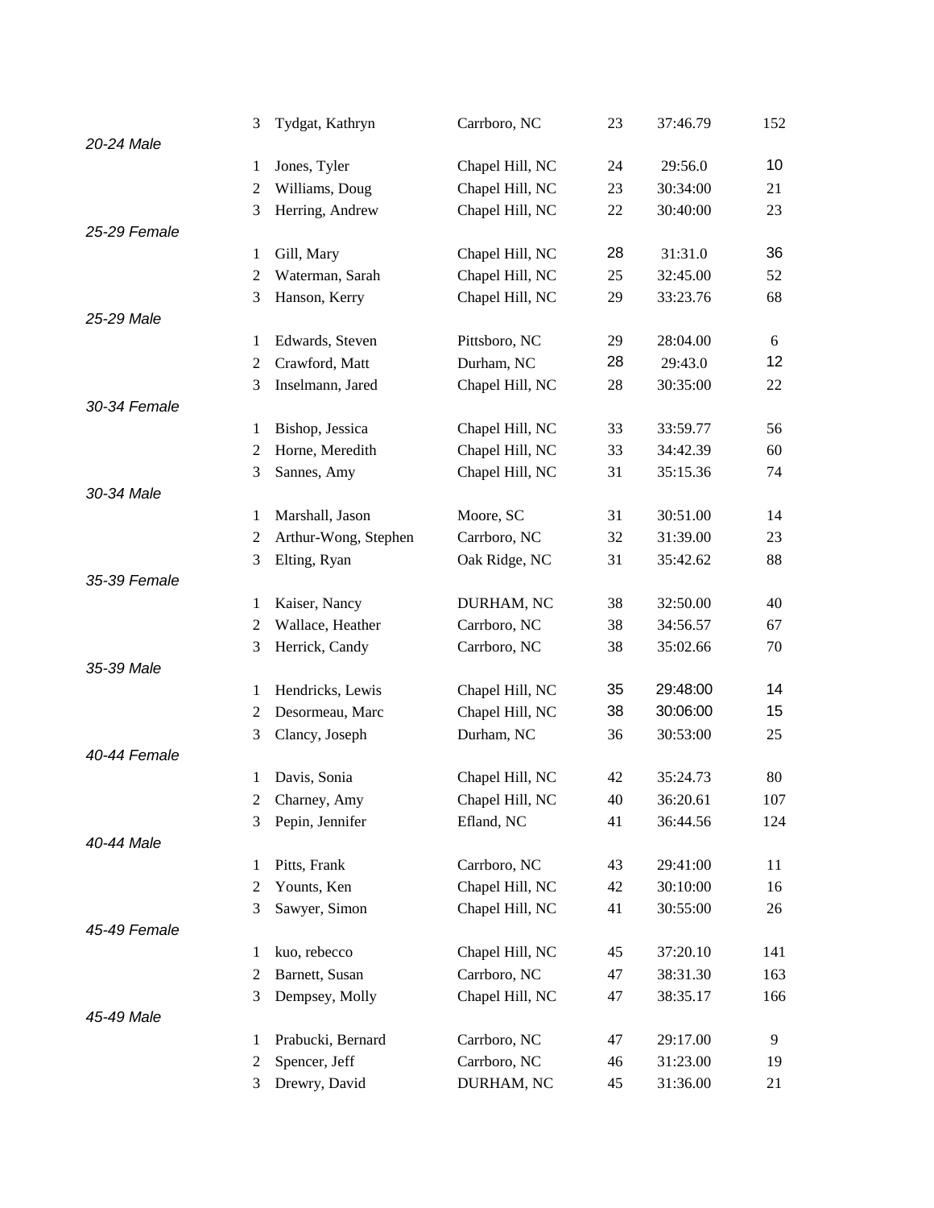| | Place | Name | City | Age | Time | Overall |
|---|---|---|---|---|---|---|
| | 3 | Tydgat, Kathryn | Carrboro, NC | 23 | 37:46.79 | 152 |
| *20-24 Male* | | | | | | |
| | 1 | Jones, Tyler | Chapel Hill, NC | 24 | 29:56.0 | 10 |
| | 2 | Williams, Doug | Chapel Hill, NC | 23 | 30:34:00 | 21 |
| | 3 | Herring, Andrew | Chapel Hill, NC | 22 | 30:40:00 | 23 |
| *25-29 Female* | | | | | | |
| | 1 | Gill, Mary | Chapel Hill, NC | 28 | 31:31.0 | 36 |
| | 2 | Waterman, Sarah | Chapel Hill, NC | 25 | 32:45.00 | 52 |
| | 3 | Hanson, Kerry | Chapel Hill, NC | 29 | 33:23.76 | 68 |
| *25-29 Male* | | | | | | |
| | 1 | Edwards, Steven | Pittsboro, NC | 29 | 28:04.00 | 6 |
| | 2 | Crawford, Matt | Durham, NC | 28 | 29:43.0 | 12 |
| | 3 | Inselmann, Jared | Chapel Hill, NC | 28 | 30:35:00 | 22 |
| *30-34 Female* | | | | | | |
| | 1 | Bishop, Jessica | Chapel Hill, NC | 33 | 33:59.77 | 56 |
| | 2 | Horne, Meredith | Chapel Hill, NC | 33 | 34:42.39 | 60 |
| | 3 | Sannes, Amy | Chapel Hill, NC | 31 | 35:15.36 | 74 |
| *30-34 Male* | | | | | | |
| | 1 | Marshall, Jason | Moore, SC | 31 | 30:51.00 | 14 |
| | 2 | Arthur-Wong, Stephen | Carrboro, NC | 32 | 31:39.00 | 23 |
| | 3 | Elting, Ryan | Oak Ridge, NC | 31 | 35:42.62 | 88 |
| *35-39 Female* | | | | | | |
| | 1 | Kaiser, Nancy | DURHAM, NC | 38 | 32:50.00 | 40 |
| | 2 | Wallace, Heather | Carrboro, NC | 38 | 34:56.57 | 67 |
| | 3 | Herrick, Candy | Carrboro, NC | 38 | 35:02.66 | 70 |
| *35-39 Male* | | | | | | |
| | 1 | Hendricks, Lewis | Chapel Hill, NC | 35 | 29:48:00 | 14 |
| | 2 | Desormeau, Marc | Chapel Hill, NC | 38 | 30:06:00 | 15 |
| | 3 | Clancy, Joseph | Durham, NC | 36 | 30:53:00 | 25 |
| *40-44 Female* | | | | | | |
| | 1 | Davis, Sonia | Chapel Hill, NC | 42 | 35:24.73 | 80 |
| | 2 | Charney, Amy | Chapel Hill, NC | 40 | 36:20.61 | 107 |
| | 3 | Pepin, Jennifer | Efland, NC | 41 | 36:44.56 | 124 |
| *40-44 Male* | | | | | | |
| | 1 | Pitts, Frank | Carrboro, NC | 43 | 29:41:00 | 11 |
| | 2 | Younts, Ken | Chapel Hill, NC | 42 | 30:10:00 | 16 |
| | 3 | Sawyer, Simon | Chapel Hill, NC | 41 | 30:55:00 | 26 |
| *45-49 Female* | | | | | | |
| | 1 | kuo, rebecco | Chapel Hill, NC | 45 | 37:20.10 | 141 |
| | 2 | Barnett, Susan | Carrboro, NC | 47 | 38:31.30 | 163 |
| | 3 | Dempsey, Molly | Chapel Hill, NC | 47 | 38:35.17 | 166 |
| *45-49 Male* | | | | | | |
| | 1 | Prabucki, Bernard | Carrboro, NC | 47 | 29:17.00 | 9 |
| | 2 | Spencer, Jeff | Carrboro, NC | 46 | 31:23.00 | 19 |
| | 3 | Drewry, David | DURHAM, NC | 45 | 31:36.00 | 21 |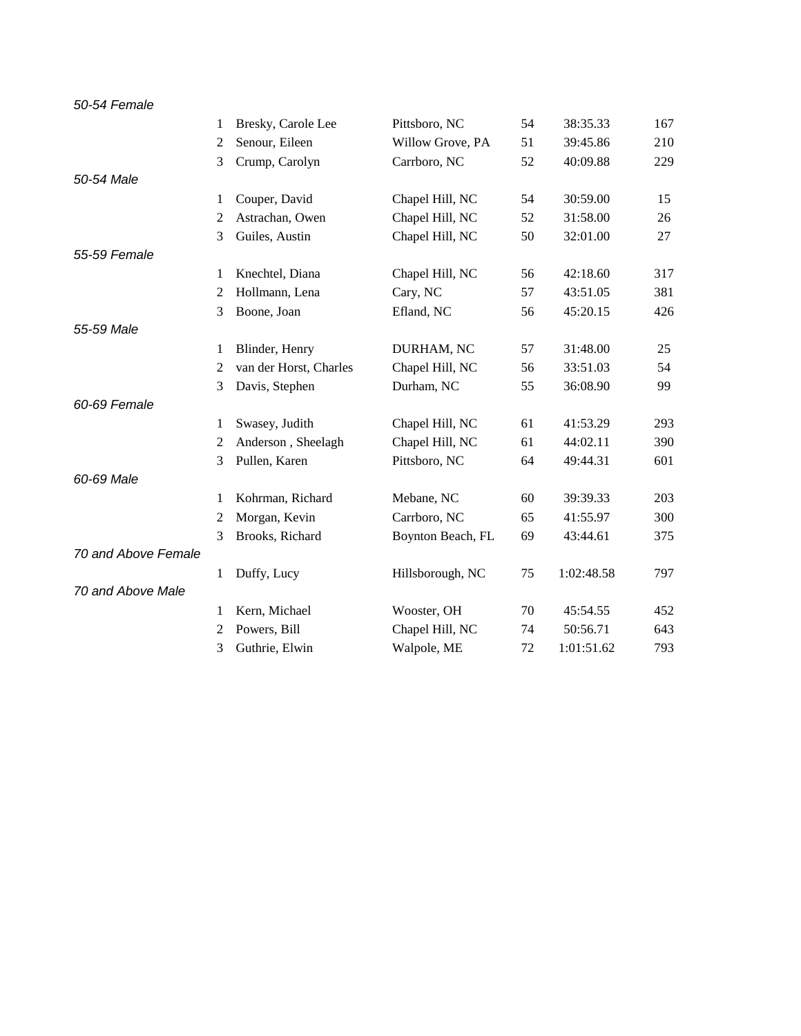*50-54 Female*

| | | | | | |
|---|---|---|---|---|---|
| 1 | Bresky, Carole Lee | Pittsboro, NC | 54 | 38:35.33 | 167 |
| 2 | Senour, Eileen | Willow Grove, PA | 51 | 39:45.86 | 210 |
| 3 | Crump, Carolyn | Carrboro, NC | 52 | 40:09.88 | 229 |

*50-54 Male*

| | | | | | |
|---|---|---|---|---|---|
| 1 | Couper, David | Chapel Hill, NC | 54 | 30:59.00 | 15 |
| 2 | Astrachan, Owen | Chapel Hill, NC | 52 | 31:58.00 | 26 |
| 3 | Guiles, Austin | Chapel Hill, NC | 50 | 32:01.00 | 27 |

*55-59 Female*

| | | | | | |
|---|---|---|---|---|---|
| 1 | Knechtel, Diana | Chapel Hill, NC | 56 | 42:18.60 | 317 |
| 2 | Hollmann, Lena | Cary, NC | 57 | 43:51.05 | 381 |
| 3 | Boone, Joan | Efland, NC | 56 | 45:20.15 | 426 |

*55-59 Male*

| | | | | | |
|---|---|---|---|---|---|
| 1 | Blinder, Henry | DURHAM, NC | 57 | 31:48.00 | 25 |
| 2 | van der Horst, Charles | Chapel Hill, NC | 56 | 33:51.03 | 54 |
| 3 | Davis, Stephen | Durham, NC | 55 | 36:08.90 | 99 |

*60-69 Female*

| | | | | | |
|---|---|---|---|---|---|
| 1 | Swasey, Judith | Chapel Hill, NC | 61 | 41:53.29 | 293 |
| 2 | Anderson , Sheelagh | Chapel Hill, NC | 61 | 44:02.11 | 390 |
| 3 | Pullen, Karen | Pittsboro, NC | 64 | 49:44.31 | 601 |

*60-69 Male*

| | | | | | |
|---|---|---|---|---|---|
| 1 | Kohrman, Richard | Mebane, NC | 60 | 39:39.33 | 203 |
| 2 | Morgan, Kevin | Carrboro, NC | 65 | 41:55.97 | 300 |
| 3 | Brooks, Richard | Boynton Beach, FL | 69 | 43:44.61 | 375 |

*70 and Above Female*

| | | | | | |
|---|---|---|---|---|---|
| 1 | Duffy, Lucy | Hillsborough, NC | 75 | 1:02:48.58 | 797 |

*70 and Above Male*

| | | | | | |
|---|---|---|---|---|---|
| 1 | Kern, Michael | Wooster, OH | 70 | 45:54.55 | 452 |
| 2 | Powers, Bill | Chapel Hill, NC | 74 | 50:56.71 | 643 |
| 3 | Guthrie, Elwin | Walpole, ME | 72 | 1:01:51.62 | 793 |